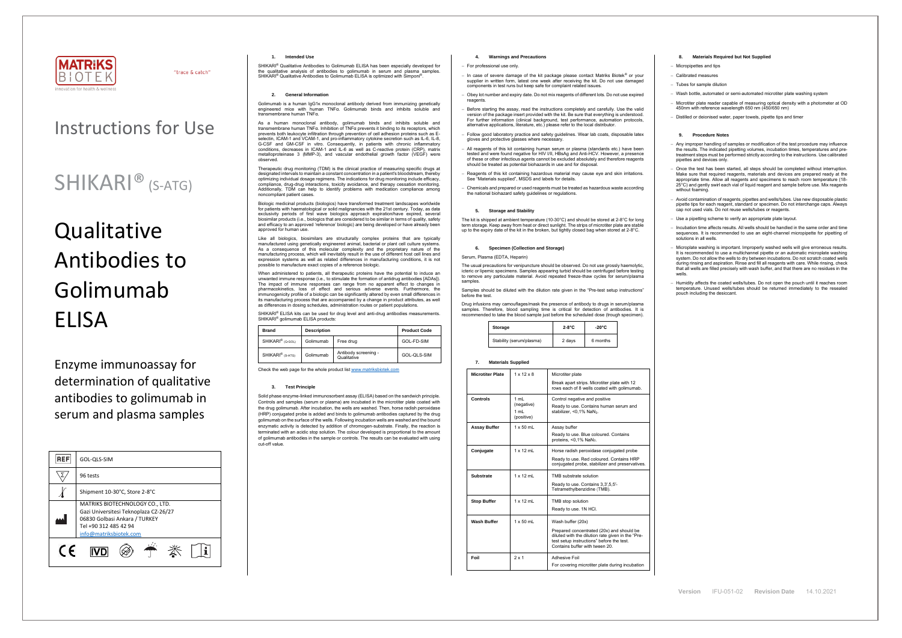MATRIKS BIOTEK

"trace & catch"

Innovation for health & wellness

# Instructions for Use

# SHIKARI® (S-ATG)

# Qualitative Antibodies to Golimumab ELISA

Enzyme immunoassay for determination of qualitative antibodies to golimumab in serum and plasma samples

| REF | GOL-QLS-SIM |
|---|---|
| Σ | 96 tests |
| Temperature | Shipment 10-30°C, Store 2-8°C |
| Manufacturer | MATRIKS BIOTECHNOLOGY CO., LTD. Gazi Universitesi Teknoplaza CZ-26/27 06830 Golbasi Ankara / TURKEY Tel +90 312 485 42 94 info@matriksbiotek.com |

CE IVD

### 1. Intended Use

SHIKARI® Qualitative Antibodies to Golimumab ELISA has been especially developed for the qualitative analysis of antibodies to golimumab in serum and plasma samples. SHIKARI® Qualitative Antibodies to Golimumab ELISA is optimized with Simponi®.

### 2. General Information

Golimumab is a human IgG1κ monoclonal antibody derived from immunizing genetically engineered mice with human TNFα. Golimumab binds and inhibits soluble and transmembrane human TNFα.

As a human monoclonal antibody, golimumab binds and inhibits soluble and transmembrane human TNFα. Inhibition of TNFα prevents it binding to its receptors, which prevents both leukocyte infiltration through prevention of cell adhesion proteins such as E-selectin, ICAM-1 and VCAM-1, and pro-inflammatory cytokine secretion such as IL-6, IL-8, G-CSF and GM-CSF in vitro. Consequently, in patients with chronic inflammatory conditions, decreases in ICAM-1 and IL-6 as well as C-reactive protein (CRP), matrix metalloproteinase 3 (MMP-3), and vascular endothelial growth factor (VEGF) were observed.

Therapeutic drug monitoring (TDM) is the clinical practice of measuring specific drugs at designated intervals to maintain a constant concentration in a patient's bloodstream, thereby optimizing individual dosage regimens. The indications for drug monitoring include efficacy, compliance, drug-drug interactions, toxicity avoidance, and therapy cessation monitoring. Additionally, TDM can help to identify problems with medication compliance among noncompliant patient cases.

Biologic medicinal products (biologics) have transformed treatment landscapes worldwide for patients with haematological or solid malignancies with the 21st century. Today, as data exclusivity periods of first wave biologics approach expiration/have expired, several biosimilar products (i.e., biologics that are considered to be similar in terms of quality, safety and efficacy to an approved 'reference' biologic) are being developed or have already been approved for human use.

Like all biologics, biosimilars are structurally complex proteins that are typically manufactured using genetically engineered animal, bacterial or plant cell culture systems. As a consequence of this molecular complexity and the proprietary nature of the manufacturing process, which will inevitably result in the use of different host cell lines and expression systems as well as related differences in manufacturing conditions, it is not possible to manufacture exact copies of a reference biologic.

When administered to patients, all therapeutic proteins have the potential to induce an unwanted immune response (i.e., to stimulate the formation of antidrug antibodies [ADAs]). The impact of immune responses can range from no apparent effect to changes in pharmacokinetics, loss of effect and serious adverse events. Furthermore, the immunogenicity profile of a biologic can be significantly altered by even small differences in its manufacturing process that are accompanied by a change in product attributes, as well as differences in dosing schedules, administration routes or patient populations.

SHIKARI® ELISA kits can be used for drug level and anti-drug antibodies measurements. SHIKARI® golimumab ELISA products:

| Brand | Description | | Product Code |
|---|---|---|---|
| SHIKARI® (Q-GOL) | Golimumab | Free drug | GOL-FD-SIM |
| SHIKARI® (S-ATG) | Golimumab | Antibody screening - Qualitative | GOL-QLS-SIM |

Check the web page for the whole product list www.matriksbiotek.com

### 3. Test Principle

Solid phase enzyme-linked immunosorbent assay (ELISA) based on the sandwich principle. Controls and samples (serum or plasma) are incubated in the microtiter plate coated with the drug golimumab. After incubation, the wells are washed. Then, horse radish peroxidase (HRP) conjugated probe is added and binds to golimumab antibodies captured by the drug golimumab on the surface of the wells. Following incubation wells are washed and the bound enzymatic activity is detected by addition of chromogen-substrate. Finally, the reaction is terminated with an acidic stop solution. The colour developed is proportional to the amount of golimumab antibodies in the sample or controls. The results can be evaluated with using cut-off value.

### 4. Warnings and Precautions

- For professional use only.
- In case of severe damage of the kit package please contact Matriks Biotek® or your supplier in written form, latest one week after receiving the kit. Do not use damaged components in test runs but keep safe for complaint related issues.
- Obey lot number and expiry date. Do not mix reagents of different lots. Do not use expired reagents.
- Before starting the assay, read the instructions completely and carefully. Use the valid version of the package insert provided with the kit. Be sure that everything is understood. For further information (clinical background, test performance, automation protocols, alternative applications, literature, etc.) please refer to the local distributor.
- Follow good laboratory practice and safety guidelines. Wear lab coats, disposable latex gloves and protective glasses where necessary.
- All reagents of this kit containing human serum or plasma (standards etc.) have been tested and were found negative for HIV I/II, HBsAg and Anti-HCV. However, a presence of these or other infectious agents cannot be excluded absolutely and therefore reagents should be treated as potential biohazards in use and for disposal.
- Reagents of this kit containing hazardous material may cause eye and skin irritations. See "Materials supplied", MSDS and labels for details.
- Chemicals and prepared or used reagents must be treated as hazardous waste according the national biohazard safety guidelines or regulations.

### 5. Storage and Stability

The kit is shipped at ambient temperature (10-30°C) and should be stored at 2-8°C for long term storage. Keep away from heat or direct sunlight. The strips of microtiter plate are stable up to the expiry date of the kit in the broken, but tightly closed bag when stored at 2-8°C.

### 6. Specimen (Collection and Storage)

Serum, Plasma (EDTA, Heparin)

The usual precautions for venipuncture should be observed. Do not use grossly haemolytic, icteric or lipemic specimens. Samples appearing turbid should be centrifuged before testing to remove any particulate material. Avoid repeated freeze-thaw cycles for serum/plasma samples.

Samples should be diluted with the dilution rate given in the "Pre-test setup instructions" before the test.

Drug infusions may camouflages/mask the presence of antibody to drugs in serum/plasma samples. Therefore, blood sampling time is critical for detection of antibodies. It is recommended to take the blood sample just before the scheduled dose (trough specimen).

| Storage | 2-8°C | -20°C |
|---|---|---|
| Stability (serum/plasma) | 2 days | 6 months |

### 7. Materials Supplied

| Microtiter Plate | 1 x 12 x 8 | Microtiter plate<br>Break apart strips. Microtiter plate with 12 rows each of 8 wells coated with golimumab. |
|---|---|---|
| Controls | 1 mL (negative)<br>1 mL (positive) | Control negative and positive<br>Ready to use. Contains human serum and stabilizer, <0,1% $NaN_3$. |
| Assay Buffer | 1 x 50 mL | Assay buffer<br>Ready to use. Blue coloured. Contains proteins, <0,1% $NaN_3$. |
| Conjugate | 1 x 12 mL | Horse radish peroxidase conjugated probe<br>Ready to use. Red coloured. Contains HRP conjugated probe, stabilizer and preservatives. |
| Substrate | 1 x 12 mL | TMB substrate solution<br>Ready to use. Contains 3,3',5,5'-Tetramethylbenzidine (TMB). |
| Stop Buffer | 1 x 12 mL | TMB stop solution<br>Ready to use. 1N HCl. |
| Wash Buffer | 1 x 50 mL | Wash buffer (20x)<br>Prepared concentrated (20x) and should be diluted with the dilution rate given in the "Pre-test setup instructions" before the test. Contains buffer with tween 20. |
| Foil | 2 x 1 | Adhesive Foil<br>For covering microtiter plate during incubation |

### 8. Materials Required but Not Supplied

- Micropipettes and tips
- Calibrated measures
- Tubes for sample dilution
- Wash bottle, automated or semi-automated microtiter plate washing system
- Microtiter plate reader capable of measuring optical density with a photometer at OD 450nm with reference wavelength 650 nm (450/650 nm)
- Distilled or deionised water, paper towels, pipette tips and timer

### 9. Procedure Notes

- Any improper handling of samples or modification of the test procedure may influence the results. The indicated pipetting volumes, incubation times, temperatures and pre-treatment steps must be performed strictly according to the instructions. Use calibrated pipettes and devices only.
- Once the test has been started, all steps should be completed without interruption. Make sure that required reagents, materials and devices are prepared ready at the appropriate time. Allow all reagents and specimens to reach room temperature (18-25°C) and gently swirl each vial of liquid reagent and sample before use. Mix reagents without foaming.
- Avoid contamination of reagents, pipettes and wells/tubes. Use new disposable plastic pipette tips for each reagent, standard or specimen. Do not interchange caps. Always cap not used vials. Do not reuse wells/tubes or reagents.
- Use a pipetting scheme to verify an appropriate plate layout.
- Incubation time affects results. All wells should be handled in the same order and time sequences. It is recommended to use an eight-channel micropipette for pipetting of solutions in all wells.
- Microplate washing is important. Improperly washed wells will give erroneous results. It is recommended to use a multichannel pipette or an automatic microplate washing system. Do not allow the wells to dry between incubations. Do not scratch coated wells during rinsing and aspiration. Rinse and fill all reagents with care. While rinsing, check that all wells are filled precisely with wash buffer, and that there are no residues in the wells.
- Humidity affects the coated wells/tubes. Do not open the pouch until it reaches room temperature. Unused wells/tubes should be returned immediately to the resealed pouch including the desiccant.

Version IFU-051-02 Revision Date 14.10.2021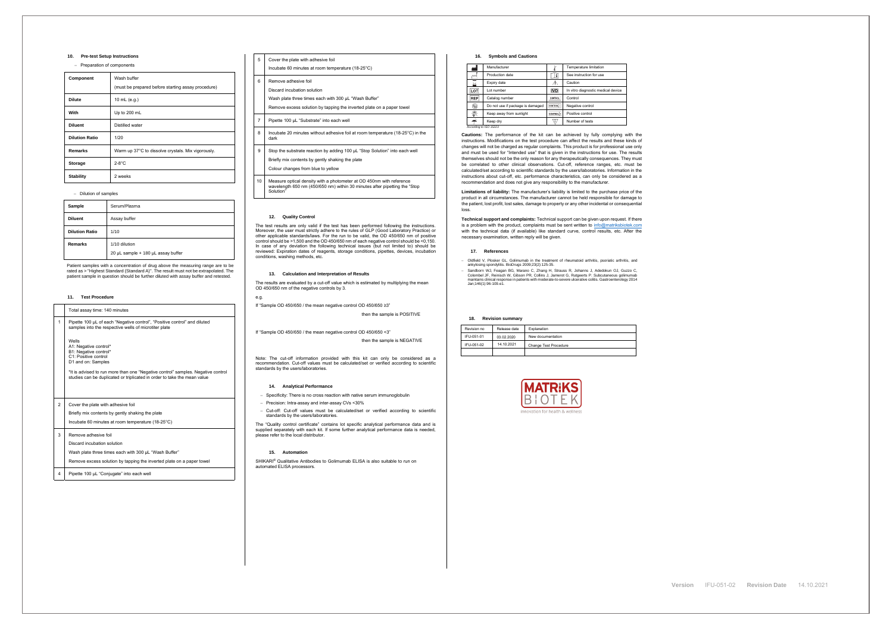## 10. Pre-test Setup Instructions

– Preparation of components

| Component | Wash buffer<br>(must be prepared before starting assay procedure) |
|---|---|
| **Dilute** | 10 mL (e.g.) |
| **With** | Up to 200 mL |
| **Diluent** | Distilled water |
| **Dilution Ratio** | 1/20 |
| **Remarks** | Warm up 37°C to dissolve crystals. Mix vigorously. |
| **Storage** | 2-8°C |
| **Stability** | 2 weeks |

– Dilution of samples

| Sample | Serum/Plasma |
|---|---|
| **Diluent** | Assay buffer |
| **Dilution Ratio** | 1/10 |
| **Remarks** | 1/10 dilution<br>20 µL sample + 180 µL assay buffer |

Patient samples with a concentration of drug above the measuring range are to be rated as > "Highest Standard (Standard A)". The result must not be extrapolated. The patient sample in question should be further diluted with assay buffer and retested.

## 11. Test Procedure

| | Total assay time: 140 minutes |
|---|---|
| 1 | Pipette 100 µL of each "Negative control", "Positive control" and diluted samples into the respective wells of microtiter plate<br><br>Wells<br>A1: Negative control*<br>B1: Negative control*<br>C1: Positive control<br>D1 and on: Samples<br><br>*It is advised to run more than one "Negative control" samples. Negative control studies can be duplicated or triplicated in order to take the mean value |
| 2 | Cover the plate with adhesive foil<br>Briefly mix contents by gently shaking the plate<br>Incubate 60 minutes at room temperature (18-25°C) |
| 3 | Remove adhesive foil<br>Discard incubation solution<br>Wash plate three times each with 300 µL "Wash Buffer"<br>Remove excess solution by tapping the inverted plate on a paper towel |
| 4 | Pipette 100 µL "Conjugate" into each well |
| 5 | Cover the plate with adhesive foil<br>Incubate 60 minutes at room temperature (18-25°C) |
| 6 | Remove adhesive foil<br>Discard incubation solution<br>Wash plate three times each with 300 µL "Wash Buffer"<br>Remove excess solution by tapping the inverted plate on a paper towel |
| 7 | Pipette 100 µL "Substrate" into each well |
| 8 | Incubate 20 minutes without adhesive foil at room temperature (18-25°C) in the dark |
| 9 | Stop the substrate reaction by adding 100 µL "Stop Solution" into each well<br>Briefly mix contents by gently shaking the plate<br>Colour changes from blue to yellow |
| 10 | Measure optical density with a photometer at OD 450nm with reference wavelength 650 nm (450/650 nm) within 30 minutes after pipetting the "Stop Solution" |

## 12. Quality Control

The test results are only valid if the test has been performed following the instructions. Moreover, the user must strictly adhere to the rules of GLP (Good Laboratory Practice) or other applicable standards/laws. For the run to be valid, the OD 450/650 nm of positive control should be >1,500 and the OD 450/650 nm of each negative control should be <0,150. In case of any deviation the following technical issues (but not limited to) should be reviewed: Expiration dates of reagents, storage conditions, pipettes, devices, incubation conditions, washing methods, etc.

## 13. Calculation and Interpretation of Results

The results are evaluated by a cut-off value which is estimated by multiplying the mean OD 450/650 nm of the negative controls by 3.

e.g.

If "Sample OD 450/650 / the mean negative control OD 450/650 ≥3"

then the sample is POSITIVE

If "Sample OD 450/650 / the mean negative control OD 450/650 <3"

then the sample is NEGATIVE

Note: The cut-off information provided with this kit can only be considered as a recommendation. Cut-off values must be calculated/set or verified according to scientific standards by the users/laboratories.

## 14. Analytical Performance

– Specificity: There is no cross reaction with native serum immunoglobulin
– Precision: Intra-assay and inter-assay CVs <30%
– Cut-off: Cut-off values must be calculated/set or verified according to scientific standards by the users/laboratories.

The "Quality control certificate" contains lot specific analytical performance data and is supplied separately with each kit. If some further analytical performance data is needed, please refer to the local distributor.

## 15. Automation

SHIKARI® Qualitative Antibodies to Golimumab ELISA is also suitable to run on automated ELISA processors.

## 16. Symbols and Cautions

| | | | |
|---|---|---|---|
| | Manufacturer | | Temperature limitation |
| | Production date | | See instruction for use |
| | Expiry date | | Caution |
| LOT | Lot number | IVD | In vitro diagnostic medical device |
| REF | Catalog number | CONTROL | Control |
| | Do not use if package is damaged | CONTROL − | Negative control |
| | Keep away from sunlight | CONTROL + | Positive control |
| | Keep dry | | Number of tests |

*According to ISO 15223*

**Cautions:** The performance of the kit can be achieved by fully complying with the instructions. Modifications on the test procedure can affect the results and these kinds of changes will not be charged as regular complaints. This product is for professional use only and must be used for "Intended use" that is given in the instructions for use. The results themselves should not be the only reason for any therapeutically consequences. They must be correlated to other clinical observations. Cut-off, reference ranges, etc. must be calculated/set according to scientific standards by the users/laboratories. Information in the instructions about cut-off, etc. performance characteristics, can only be considered as a recommendation and does not give any responsibility to the manufacturer.

**Limitations of liability:** The manufacturer's liability is limited to the purchase price of the product in all circumstances. The manufacturer cannot be held responsible for damage to the patient, lost profit, lost sales, damage to property or any other incidental or consequential loss.

**Technical support and complaints:** Technical support can be given upon request. If there is a problem with the product, complaints must be sent written to info@matriksbiotek.com with the technical data (if available) like standard curve, control results, etc. After the necessary examination, written reply will be given.

## 17. References

– Oldfield V, Plosker GL. Golimumab in the treatment of rheumatoid arthritis, psoriatic arthritis, and ankylosing spondylitis. BioDrugs 2009;23(2):125-35.
– Sandborn WJ, Feagan BG, Marano C, Zhang H, Strauss R, Johanns J, Adedokun OJ, Guzzo C, Colombel JF, Reinisch W, Gibson PR, Collins J, Jarnerot G, Rutgeerts P. Subcutaneous golimumab maintains clinical response in patients with moderate-to-severe ulcerative colitis. Gastroenterology 2014 Jan;146(1):96-109.e1.

## 18. Revision summary

| Revision no | Release date | Explanation |
|---|---|---|
| IFU-051-01 | 03.02.2020 | New documentation |
| IFU-051-02 | 14.10.2021 | Change Test Procedure |
| | | |

MATRIKS BIOTEK
innovation for health & wellness